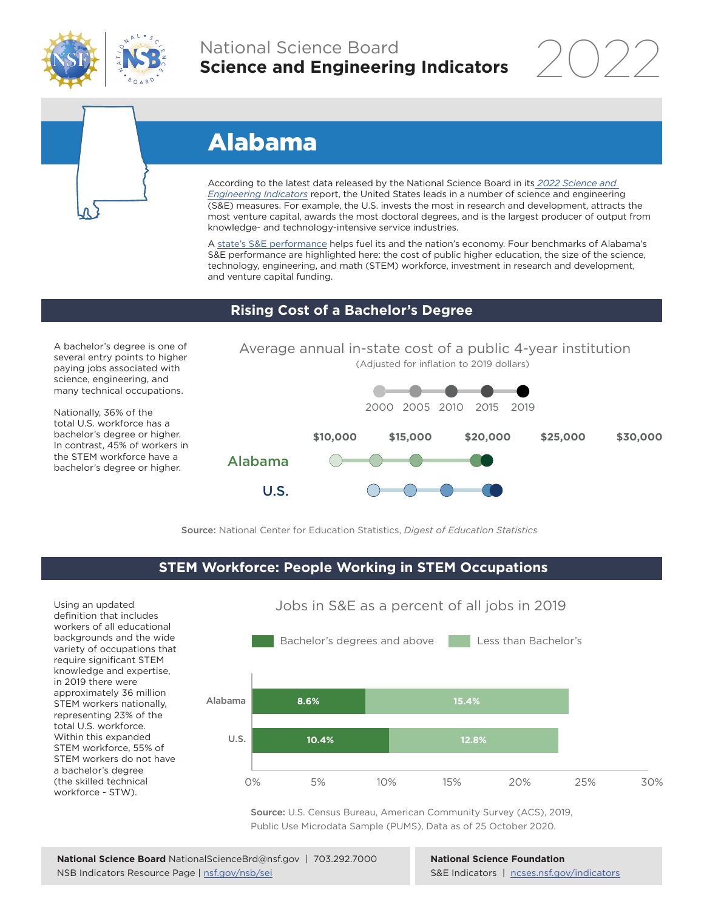National Science Board
**Science and Engineering Indicators** 2022

# Alabama

According to the latest data released by the National Science Board in its *2022 Science and Engineering Indicators* report, the United States leads in a number of science and engineering (S&E) measures. For example, the U.S. invests the most in research and development, attracts the most venture capital, awards the most doctoral degrees, and is the largest producer of output from knowledge- and technology-intensive service industries.

A state's S&E performance helps fuel its and the nation's economy. Four benchmarks of Alabama's S&E performance are highlighted here: the cost of public higher education, the size of the science, technology, engineering, and math (STEM) workforce, investment in research and development, and venture capital funding.

## Rising Cost of a Bachelor's Degree

A bachelor's degree is one of several entry points to higher paying jobs associated with science, engineering, and many technical occupations.

Nationally, 36% of the total U.S. workforce has a bachelor's degree or higher. In contrast, 45% of workers in the STEM workforce have a bachelor's degree or higher.

Average annual in-state cost of a public 4-year institution
(Adjusted for inflation to 2019 dollars)

2000 | 2005 | 2010 | 2015 | 2019

$10,000 | $15,000 | $20,000 | $25,000 | $30,000

Alabama

U.S.

**Source:** National Center for Education Statistics, *Digest of Education Statistics*

## STEM Workforce: People Working in STEM Occupations

Using an updated definition that includes workers of all educational backgrounds and the wide variety of occupations that require significant STEM knowledge and expertise, in 2019 there were approximately 36 million STEM workers nationally, representing 23% of the total U.S. workforce. Within this expanded STEM workforce, 55% of STEM workers do not have a bachelor's degree (the skilled technical workforce - STW).

Jobs in S&E as a percent of all jobs in 2019

| | Bachelor's degrees and above | Less than Bachelor's |
|---|---|---|
| Alabama | 8.6% | 15.4% |
| U.S. | 10.4% | 12.8% |

**Source:** U.S. Census Bureau, American Community Survey (ACS), 2019, Public Use Microdata Sample (PUMS), Data as of 25 October 2020.

**National Science Board** NationalScienceBrd@nsf.gov | 703.292.7000
NSB Indicators Resource Page | nsf.gov/nsb/sei

**National Science Foundation**
S&E Indicators | ncses.nsf.gov/indicators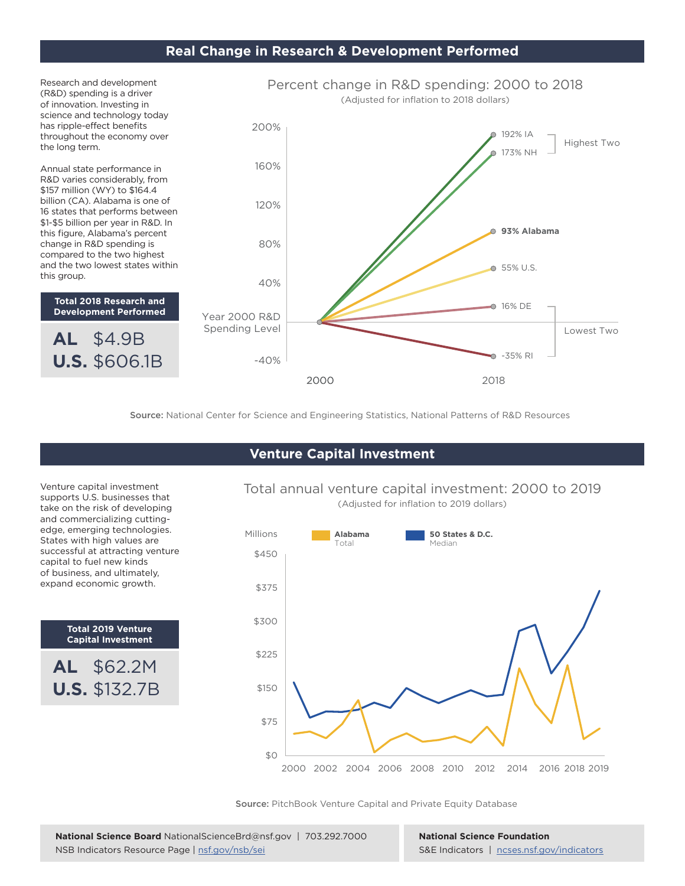## Real Change in Research & Development Performed

Research and development (R&D) spending is a driver of innovation. Investing in science and technology today has ripple-effect benefits throughout the economy over the long term.

Annual state performance in R&D varies considerably, from $157 million (WY) to $164.4 billion (CA). Alabama is one of 16 states that performs between $1-$5 billion per year in R&D. In this figure, Alabama's percent change in R&D spending is compared to the two highest and the two lowest states within this group.

**Total 2018 Research and Development Performed**

**AL** $4.9B
**U.S.** $606.1B

Percent change in R&D spending: 2000 to 2018
(Adjusted for inflation to 2018 dollars)

200%
160%
120%
80%
40%
Year 2000 R&D Spending Level
-40%
2000
2018

192% IA
173% NH
Highest Two
**93% Alabama**
55% U.S.
16% DE
-35% RI
Lowest Two

**Source:** National Center for Science and Engineering Statistics, National Patterns of R&D Resources

## Venture Capital Investment

Venture capital investment supports U.S. businesses that take on the risk of developing and commercializing cutting-edge, emerging technologies. States with high values are successful at attracting venture capital to fuel new kinds of business, and ultimately, expand economic growth.

**Total 2019 Venture Capital Investment**

**AL** $62.2M
**U.S.** $132.7B

Total annual venture capital investment: 2000 to 2019
(Adjusted for inflation to 2019 dollars)

Millions
**Alabama** Total
**50 States & D.C.** Median

$450
$375
$300
$225
$150
$75
$0

2000 2002 2004 2006 2008 2010 2012 2014 2016 2018 2019

**Source:** PitchBook Venture Capital and Private Equity Database

**National Science Board** NationalScienceBrd@nsf.gov | 703.292.7000
NSB Indicators Resource Page | nsf.gov/nsb/sei

**National Science Foundation**
S&E Indicators | ncses.nsf.gov/indicators